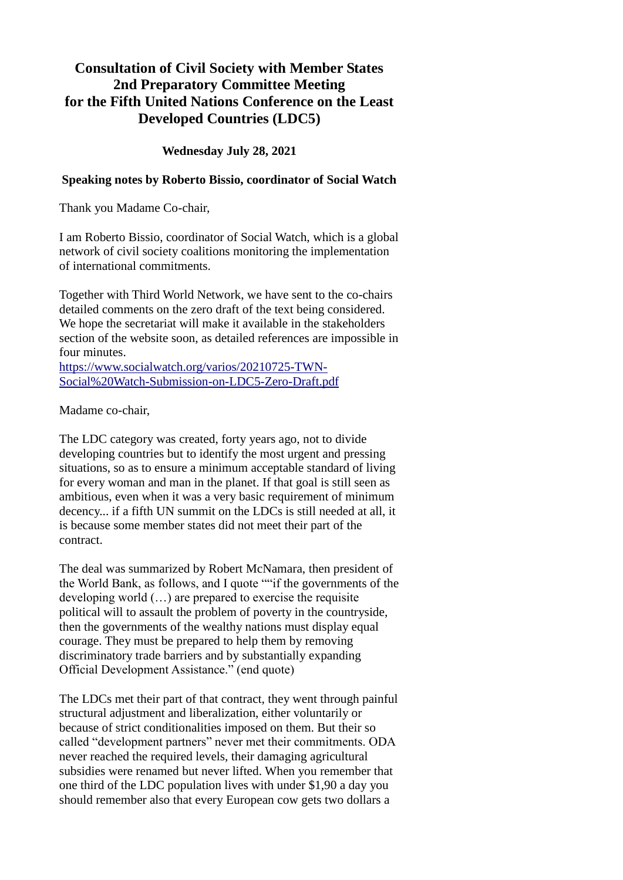# Consultation of Civil Society with Member States 2nd Preparatory Committee Meeting for the Fifth United Nations Conference on the Least Developed Countries (LDC5)

**Wednesday July 28, 2021**

**Speaking notes by Roberto Bissio, coordinator of Social Watch**

Thank you Madame Co-chair,

I am Roberto Bissio, coordinator of Social Watch, which is a global network of civil society coalitions monitoring the implementation of international commitments.

Together with Third World Network, we have sent to the co-chairs detailed comments on the zero draft of the text being considered. We hope the secretariat will make it available in the stakeholders section of the website soon, as detailed references are impossible in four minutes.
[https://www.socialwatch.org/varios/20210725-TWN-Social%20Watch-Submission-on-LDC5-Zero-Draft.pdf](https://www.socialwatch.org/varios/20210725-TWN-Social%20Watch-Submission-on-LDC5-Zero-Draft.pdf)

Madame co-chair,

The LDC category was created, forty years ago, not to divide developing countries but to identify the most urgent and pressing situations, so as to ensure a minimum acceptable standard of living for every woman and man in the planet. If that goal is still seen as ambitious, even when it was a very basic requirement of minimum decency... if a fifth UN summit on the LDCs is still needed at all, it is because some member states did not meet their part of the contract.

The deal was summarized by Robert McNamara, then president of the World Bank, as follows, and I quote ""if the governments of the developing world (…) are prepared to exercise the requisite political will to assault the problem of poverty in the countryside, then the governments of the wealthy nations must display equal courage. They must be prepared to help them by removing discriminatory trade barriers and by substantially expanding Official Development Assistance." (end quote)

The LDCs met their part of that contract, they went through painful structural adjustment and liberalization, either voluntarily or because of strict conditionalities imposed on them. But their so called "development partners" never met their commitments. ODA never reached the required levels, their damaging agricultural subsidies were renamed but never lifted. When you remember that one third of the LDC population lives with under $1,90 a day you should remember also that every European cow gets two dollars a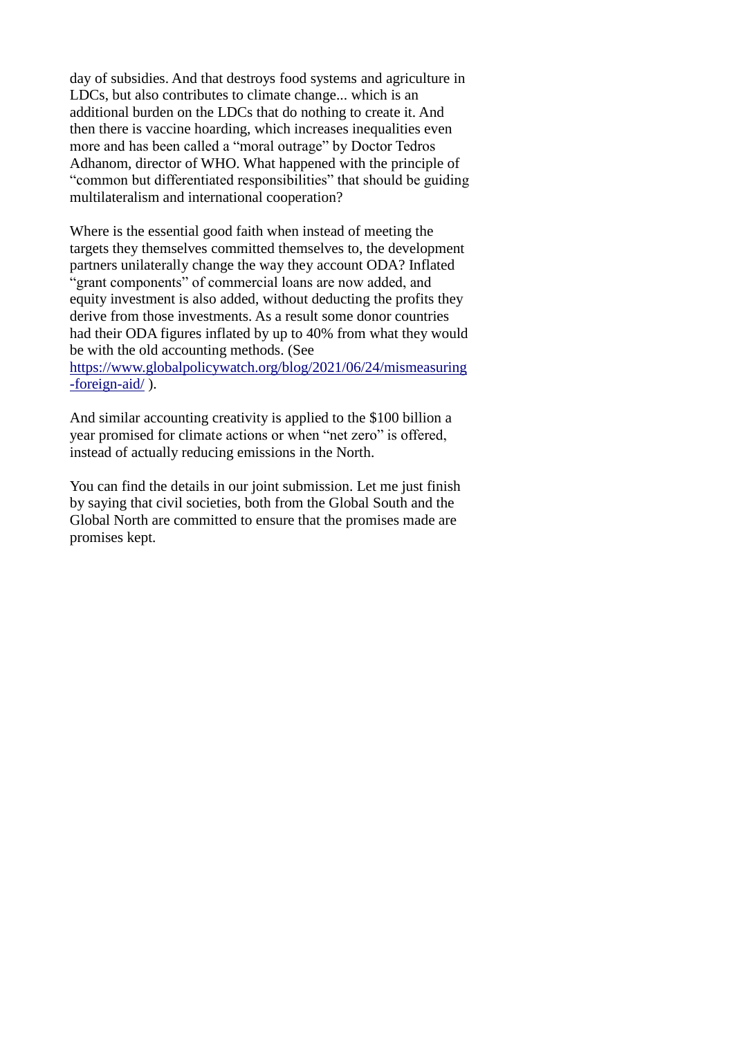day of subsidies. And that destroys food systems and agriculture in LDCs, but also contributes to climate change... which is an additional burden on the LDCs that do nothing to create it. And then there is vaccine hoarding, which increases inequalities even more and has been called a "moral outrage" by Doctor Tedros Adhanom, director of WHO. What happened with the principle of "common but differentiated responsibilities" that should be guiding multilateralism and international cooperation?

Where is the essential good faith when instead of meeting the targets they themselves committed themselves to, the development partners unilaterally change the way they account ODA? Inflated "grant components" of commercial loans are now added, and equity investment is also added, without deducting the profits they derive from those investments. As a result some donor countries had their ODA figures inflated by up to 40% from what they would be with the old accounting methods. (See https://www.globalpolicywatch.org/blog/2021/06/24/mismeasuring-foreign-aid/ ).

And similar accounting creativity is applied to the $100 billion a year promised for climate actions or when "net zero" is offered, instead of actually reducing emissions in the North.

You can find the details in our joint submission. Let me just finish by saying that civil societies, both from the Global South and the Global North are committed to ensure that the promises made are promises kept.